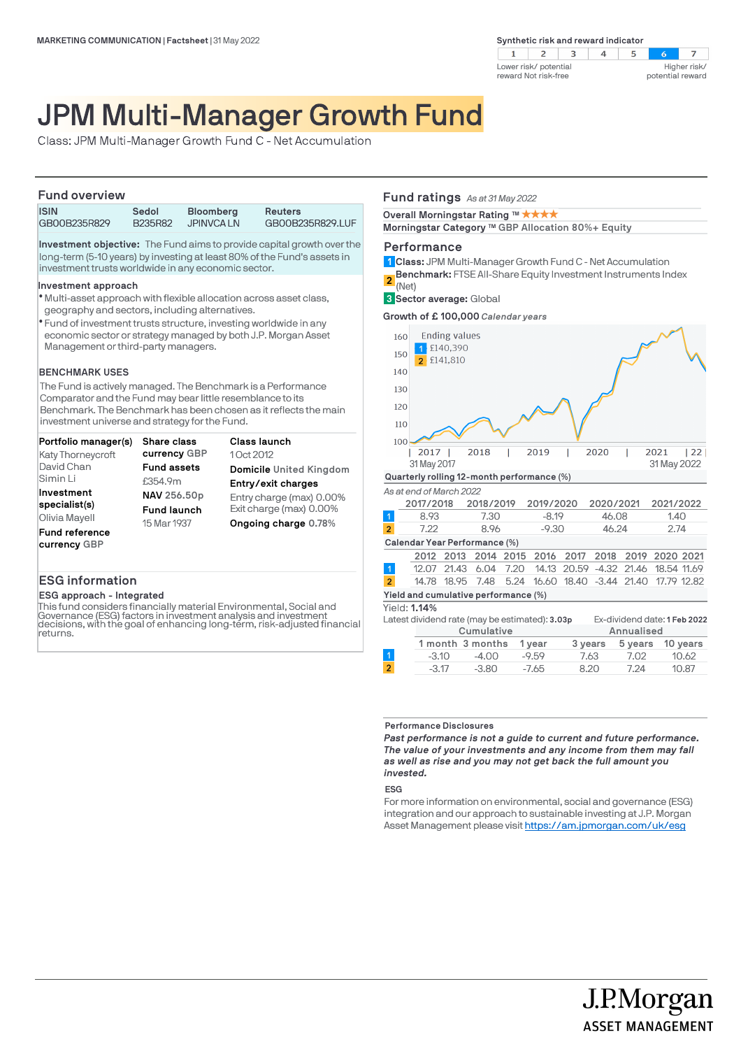MARKETING COMMUNICATION | Factsheet | 31 May 2022

**Synthetic risk and reward indicator**

| 1 | 2 | 3 | 4 | 5 | 6 | 7 |
|---|---|---|---|---|---|---|

Lower risk/ potential reward Not risk-free — Higher risk/ potential reward

# JPM Multi-Manager Growth Fund

Class: JPM Multi-Manager Growth Fund C - Net Accumulation

## Fund overview

| ISIN | Sedol | Bloomberg | Reuters |
|---|---|---|---|
| GB00B235R829 | B235R82 | JPINVCA LN | GB00B235R829.LUF |

**Investment objective:** The Fund aims to provide capital growth over the long-term (5-10 years) by investing at least 80% of the Fund's assets in investment trusts worldwide in any economic sector.

**Investment approach**

- Multi-asset approach with flexible allocation across asset class, geography and sectors, including alternatives.
- Fund of investment trusts structure, investing worldwide in any economic sector or strategy managed by both J.P. Morgan Asset Management or third-party managers.

**BENCHMARK USES**

The Fund is actively managed. The Benchmark is a Performance Comparator and the Fund may bear little resemblance to its Benchmark. The Benchmark has been chosen as it reflects the main investment universe and strategy for the Fund.

**Portfolio manager(s)**
Katy Thorneycroft
David Chan
Simin Li

**Investment specialist(s)**
Olivia Mayell

**Fund reference currency** GBP

**Share class currency** GBP

**Fund assets**
£354.9m

**NAV** 256.50p

**Fund launch**
15 Mar 1937

**Class launch**
1 Oct 2012

**Domicile** United Kingdom

**Entry/exit charges**
Entry charge (max) 0.00%
Exit charge (max) 0.00%

**Ongoing charge** 0.78%

## ESG information

**ESG approach - Integrated**

This fund considers financially material Environmental, Social and Governance (ESG) factors in investment analysis and investment decisions, with the goal of enhancing long-term, risk-adjusted financial returns.

## Fund ratings *As at 31 May 2022*

**Overall Morningstar Rating ™** ★★★★

**Morningstar Category ™** GBP Allocation 80%+ Equity

## Performance

1 **Class:** JPM Multi-Manager Growth Fund C - Net Accumulation
2 **Benchmark:** FTSE All-Share Equity Investment Instruments Index (Net)
3 **Sector average:** Global

**Growth of £ 100,000** *Calendar years*

Ending values
1 £140,390
2 £141,810

31 May 2017 — 31 May 2022

**Quarterly rolling 12-month performance (%)**

*As at end of March 2022*

| | 2017/2018 | 2018/2019 | 2019/2020 | 2020/2021 | 2021/2022 |
|---|---|---|---|---|---|
| 1 | 8.93 | 7.30 | -8.19 | 46.08 | 1.40 |
| 2 | 7.22 | 8.96 | -9.30 | 46.24 | 2.74 |

**Calendar Year Performance (%)**

| | 2012 | 2013 | 2014 | 2015 | 2016 | 2017 | 2018 | 2019 | 2020 | 2021 |
|---|---|---|---|---|---|---|---|---|---|---|
| 1 | 12.07 | 21.43 | 6.04 | 7.20 | 14.13 | 20.59 | -4.32 | 21.46 | 18.54 | 11.69 |
| 2 | 14.78 | 18.95 | 7.48 | 5.24 | 16.60 | 18.40 | -3.44 | 21.40 | 17.79 | 12.82 |

**Yield and cumulative performance (%)**

Yield: **1.14%**

Latest dividend rate (may be estimated): **3.03p**

Ex-dividend date: **1 Feb 2022**

| | Cumulative | | | Annualised | | |
|---|---|---|---|---|---|---|
| | 1 month | 3 months | 1 year | 3 years | 5 years | 10 years |
| 1 | -3.10 | -4.00 | -9.59 | 7.63 | 7.02 | 10.62 |
| 2 | -3.17 | -3.80 | -7.65 | 8.20 | 7.24 | 10.87 |

**Performance Disclosures**

***Past performance is not a guide to current and future performance. The value of your investments and any income from them may fall as well as rise and you may not get back the full amount you invested.***

**ESG**

For more information on environmental, social and governance (ESG) integration and our approach to sustainable investing at J.P. Morgan Asset Management please visit https://am.jpmorgan.com/uk/esg

J.P.Morgan ASSET MANAGEMENT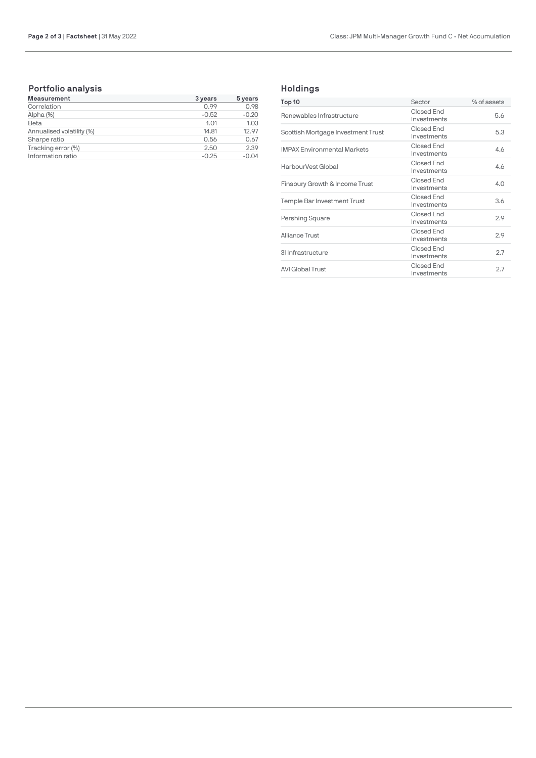## Portfolio analysis

| Measurement | 3 years | 5 years |
|---|---|---|
| Correlation | 0.99 | 0.98 |
| Alpha (%) | -0.52 | -0.20 |
| Beta | 1.01 | 1.03 |
| Annualised volatility (%) | 14.81 | 12.97 |
| Sharpe ratio | 0.56 | 0.67 |
| Tracking error (%) | 2.50 | 2.39 |
| Information ratio | -0.25 | -0.04 |

## Holdings

| Top 10 | Sector | % of assets |
|---|---|---|
| Renewables Infrastructure | Closed End Investments | 5.6 |
| Scottish Mortgage Investment Trust | Closed End Investments | 5.3 |
| IMPAX Environmental Markets | Closed End Investments | 4.6 |
| HarbourVest Global | Closed End Investments | 4.6 |
| Finsbury Growth & Income Trust | Closed End Investments | 4.0 |
| Temple Bar Investment Trust | Closed End Investments | 3.6 |
| Pershing Square | Closed End Investments | 2.9 |
| Alliance Trust | Closed End Investments | 2.9 |
| 3I Infrastructure | Closed End Investments | 2.7 |
| AVI Global Trust | Closed End Investments | 2.7 |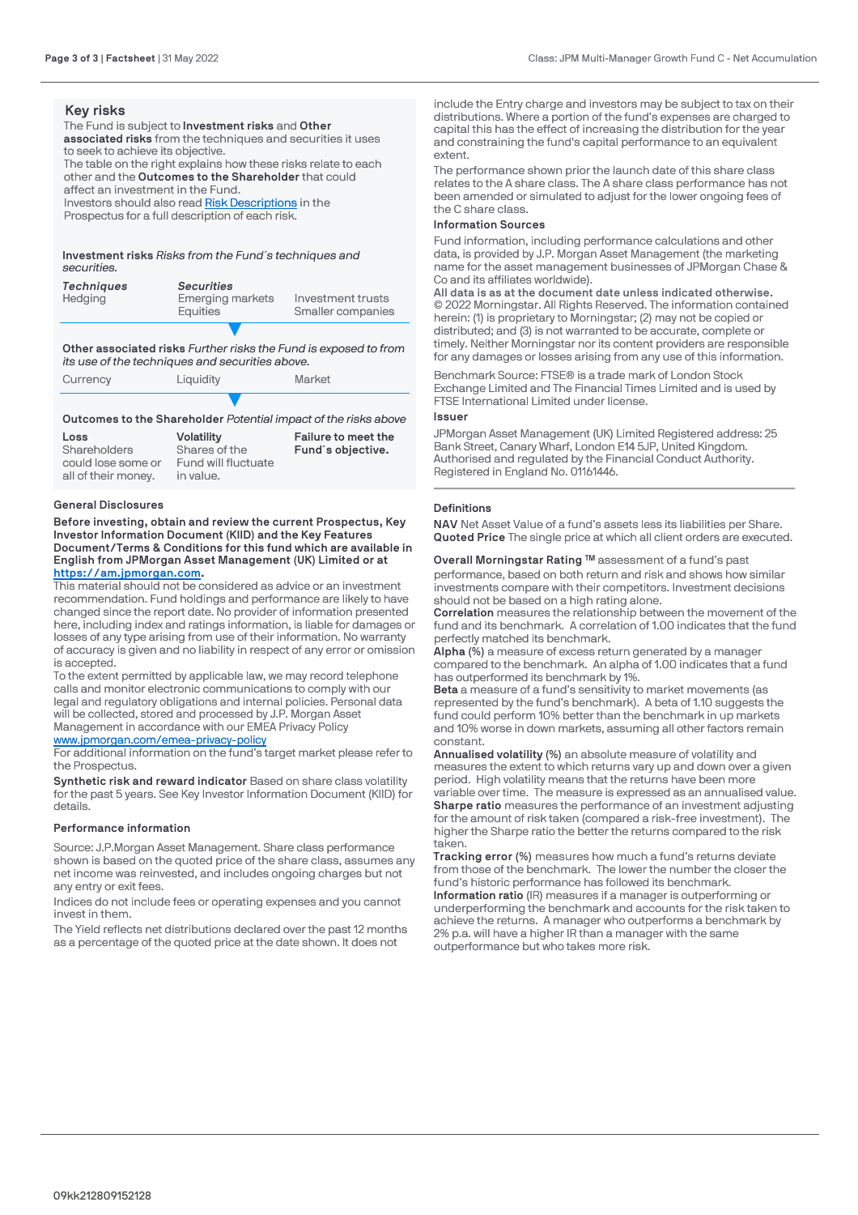## Key risks

The Fund is subject to **Investment risks** and **Other associated risks** from the techniques and securities it uses to seek to achieve its objective.

The table on the right explains how these risks relate to each other and the **Outcomes to the Shareholder** that could affect an investment in the Fund.

Investors should also read Risk Descriptions in the Prospectus for a full description of each risk.

**Investment risks** *Risks from the Fund´s techniques and securities.*

| *Techniques* | *Securities* | |
|---|---|---|
| Hedging | Emerging markets | Investment trusts |
| | Equities | Smaller companies |

**Other associated risks** *Further risks the Fund is exposed to from its use of the techniques and securities above.*

| | | |
|---|---|---|
| Currency | Liquidity | Market |

**Outcomes to the Shareholder** *Potential impact of the risks above*

| **Loss** | **Volatility** | **Failure to meet the Fund´s objective.** |
|---|---|---|
| Shareholders could lose some or all of their money. | Shares of the Fund will fluctuate in value. | |

### General Disclosures

**Before investing, obtain and review the current Prospectus, Key Investor Information Document (KIID) and the Key Features Document/Terms & Conditions for this fund which are available in English from JPMorgan Asset Management (UK) Limited or at https://am.jpmorgan.com.**

This material should not be considered as advice or an investment recommendation. Fund holdings and performance are likely to have changed since the report date. No provider of information presented here, including index and ratings information, is liable for damages or losses of any type arising from use of their information. No warranty of accuracy is given and no liability in respect of any error or omission is accepted.

To the extent permitted by applicable law, we may record telephone calls and monitor electronic communications to comply with our legal and regulatory obligations and internal policies. Personal data will be collected, stored and processed by J.P. Morgan Asset Management in accordance with our EMEA Privacy Policy www.jpmorgan.com/emea-privacy-policy

For additional information on the fund's target market please refer to the Prospectus.

**Synthetic risk and reward indicator** Based on share class volatility for the past 5 years. See Key Investor Information Document (KIID) for details.

### Performance information

Source: J.P.Morgan Asset Management. Share class performance shown is based on the quoted price of the share class, assumes any net income was reinvested, and includes ongoing charges but not any entry or exit fees.

Indices do not include fees or operating expenses and you cannot invest in them.

The Yield reflects net distributions declared over the past 12 months as a percentage of the quoted price at the date shown. It does not include the Entry charge and investors may be subject to tax on their distributions. Where a portion of the fund's expenses are charged to capital this has the effect of increasing the distribution for the year and constraining the fund's capital performance to an equivalent extent.

The performance shown prior the launch date of this share class relates to the A share class. The A share class performance has not been amended or simulated to adjust for the lower ongoing fees of the C share class.

### Information Sources

Fund information, including performance calculations and other data, is provided by J.P. Morgan Asset Management (the marketing name for the asset management businesses of JPMorgan Chase & Co and its affiliates worldwide).

**All data is as at the document date unless indicated otherwise.**

© 2022 Morningstar. All Rights Reserved. The information contained herein: (1) is proprietary to Morningstar; (2) may not be copied or distributed; and (3) is not warranted to be accurate, complete or timely. Neither Morningstar nor its content providers are responsible for any damages or losses arising from any use of this information.

Benchmark Source: FTSE® is a trade mark of London Stock Exchange Limited and The Financial Times Limited and is used by FTSE International Limited under license.

### Issuer

JPMorgan Asset Management (UK) Limited Registered address: 25 Bank Street, Canary Wharf, London E14 5JP, United Kingdom. Authorised and regulated by the Financial Conduct Authority. Registered in England No. 01161446.

### Definitions

**NAV** Net Asset Value of a fund's assets less its liabilities per Share.
**Quoted Price** The single price at which all client orders are executed.

**Overall Morningstar Rating ™** assessment of a fund's past performance, based on both return and risk and shows how similar investments compare with their competitors. Investment decisions should not be based on a high rating alone.
**Correlation** measures the relationship between the movement of the fund and its benchmark. A correlation of 1.00 indicates that the fund perfectly matched its benchmark.
**Alpha (%)** a measure of excess return generated by a manager compared to the benchmark. An alpha of 1.00 indicates that a fund has outperformed its benchmark by 1%.
**Beta** a measure of a fund's sensitivity to market movements (as represented by the fund's benchmark). A beta of 1.10 suggests the fund could perform 10% better than the benchmark in up markets and 10% worse in down markets, assuming all other factors remain constant.
**Annualised volatility (%)** an absolute measure of volatility and measures the extent to which returns vary up and down over a given period. High volatility means that the returns have been more variable over time. The measure is expressed as an annualised value.
**Sharpe ratio** measures the performance of an investment adjusting for the amount of risk taken (compared a risk-free investment). The higher the Sharpe ratio the better the returns compared to the risk taken.
**Tracking error (%)** measures how much a fund's returns deviate from those of the benchmark. The lower the number the closer the fund's historic performance has followed its benchmark.
**Information ratio** (IR) measures if a manager is outperforming or underperforming the benchmark and accounts for the risk taken to achieve the returns. A manager who outperforms a benchmark by 2% p.a. will have a higher IR than a manager with the same outperformance but who takes more risk.

09kk212809152128